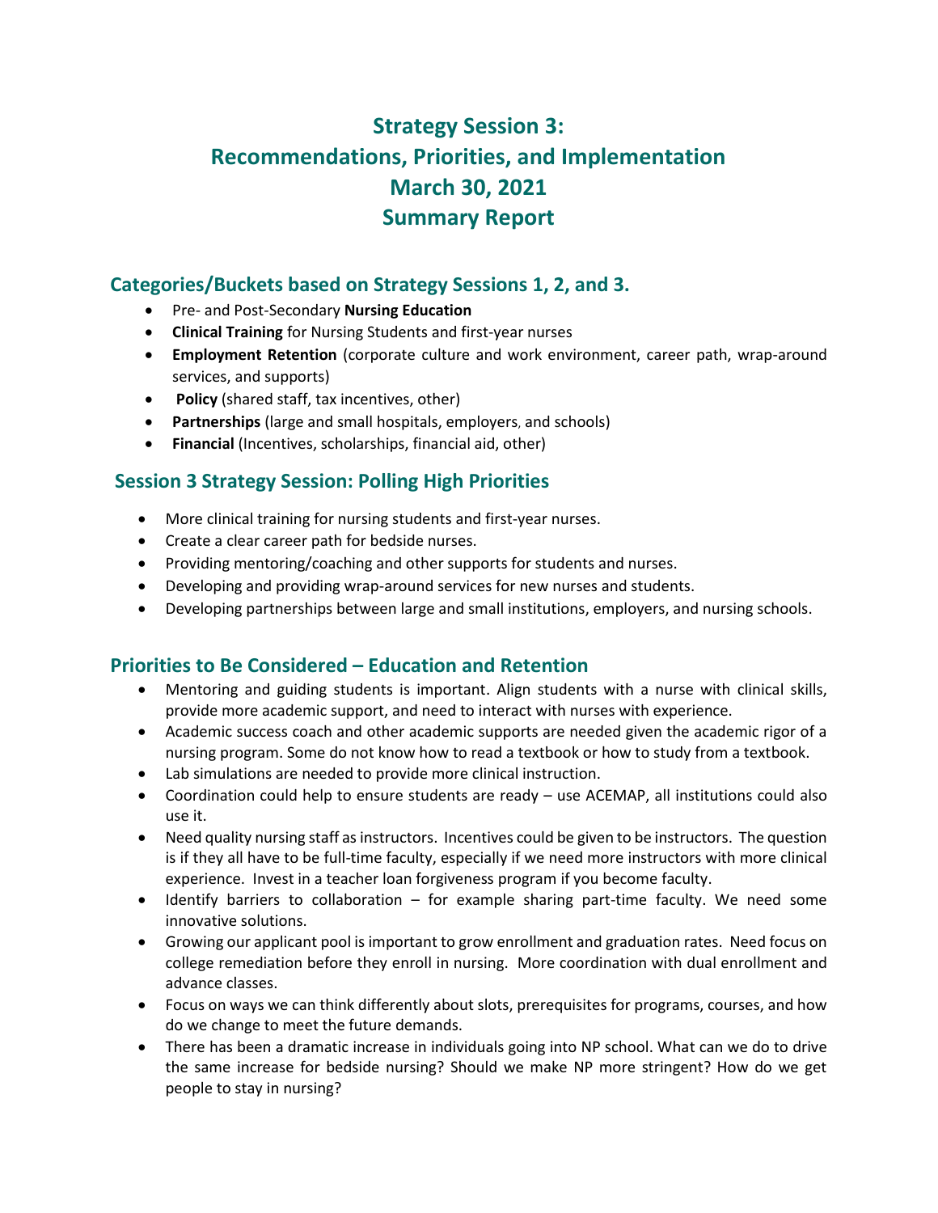# Strategy Session 3:
# Recommendations, Priorities, and Implementation
# March 30, 2021
# Summary Report

## Categories/Buckets based on Strategy Sessions 1, 2, and 3.

- Pre- and Post-Secondary **Nursing Education**
- **Clinical Training** for Nursing Students and first-year nurses
- **Employment Retention** (corporate culture and work environment, career path, wrap-around services, and supports)
- **Policy** (shared staff, tax incentives, other)
- **Partnerships** (large and small hospitals, employers, and schools)
- **Financial** (Incentives, scholarships, financial aid, other)

## Session 3 Strategy Session: Polling High Priorities

- More clinical training for nursing students and first-year nurses.
- Create a clear career path for bedside nurses.
- Providing mentoring/coaching and other supports for students and nurses.
- Developing and providing wrap-around services for new nurses and students.
- Developing partnerships between large and small institutions, employers, and nursing schools.

## Priorities to Be Considered – Education and Retention

- Mentoring and guiding students is important. Align students with a nurse with clinical skills, provide more academic support, and need to interact with nurses with experience.
- Academic success coach and other academic supports are needed given the academic rigor of a nursing program. Some do not know how to read a textbook or how to study from a textbook.
- Lab simulations are needed to provide more clinical instruction.
- Coordination could help to ensure students are ready – use ACEMAP, all institutions could also use it.
- Need quality nursing staff as instructors. Incentives could be given to be instructors. The question is if they all have to be full-time faculty, especially if we need more instructors with more clinical experience. Invest in a teacher loan forgiveness program if you become faculty.
- Identify barriers to collaboration – for example sharing part-time faculty. We need some innovative solutions.
- Growing our applicant pool is important to grow enrollment and graduation rates. Need focus on college remediation before they enroll in nursing. More coordination with dual enrollment and advance classes.
- Focus on ways we can think differently about slots, prerequisites for programs, courses, and how do we change to meet the future demands.
- There has been a dramatic increase in individuals going into NP school. What can we do to drive the same increase for bedside nursing? Should we make NP more stringent? How do we get people to stay in nursing?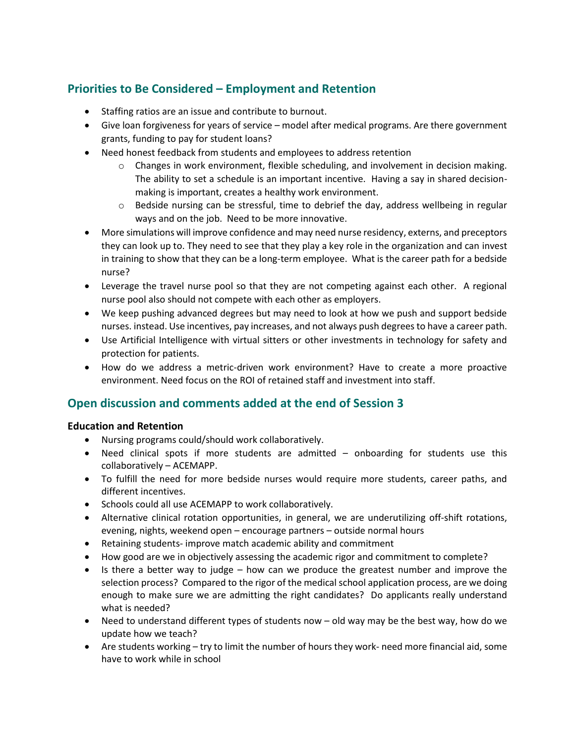## Priorities to Be Considered – Employment and Retention

- Staffing ratios are an issue and contribute to burnout.
- Give loan forgiveness for years of service – model after medical programs. Are there government grants, funding to pay for student loans?
- Need honest feedback from students and employees to address retention
  - Changes in work environment, flexible scheduling, and involvement in decision making. The ability to set a schedule is an important incentive. Having a say in shared decision-making is important, creates a healthy work environment.
  - Bedside nursing can be stressful, time to debrief the day, address wellbeing in regular ways and on the job. Need to be more innovative.
- More simulations will improve confidence and may need nurse residency, externs, and preceptors they can look up to. They need to see that they play a key role in the organization and can invest in training to show that they can be a long-term employee. What is the career path for a bedside nurse?
- Leverage the travel nurse pool so that they are not competing against each other. A regional nurse pool also should not compete with each other as employers.
- We keep pushing advanced degrees but may need to look at how we push and support bedside nurses. instead. Use incentives, pay increases, and not always push degrees to have a career path.
- Use Artificial Intelligence with virtual sitters or other investments in technology for safety and protection for patients.
- How do we address a metric-driven work environment? Have to create a more proactive environment. Need focus on the ROI of retained staff and investment into staff.

## Open discussion and comments added at the end of Session 3

### Education and Retention

- Nursing programs could/should work collaboratively.
- Need clinical spots if more students are admitted – onboarding for students use this collaboratively – ACEMAPP.
- To fulfill the need for more bedside nurses would require more students, career paths, and different incentives.
- Schools could all use ACEMAPP to work collaboratively.
- Alternative clinical rotation opportunities, in general, we are underutilizing off-shift rotations, evening, nights, weekend open – encourage partners – outside normal hours
- Retaining students- improve match academic ability and commitment
- How good are we in objectively assessing the academic rigor and commitment to complete?
- Is there a better way to judge – how can we produce the greatest number and improve the selection process? Compared to the rigor of the medical school application process, are we doing enough to make sure we are admitting the right candidates? Do applicants really understand what is needed?
- Need to understand different types of students now – old way may be the best way, how do we update how we teach?
- Are students working – try to limit the number of hours they work- need more financial aid, some have to work while in school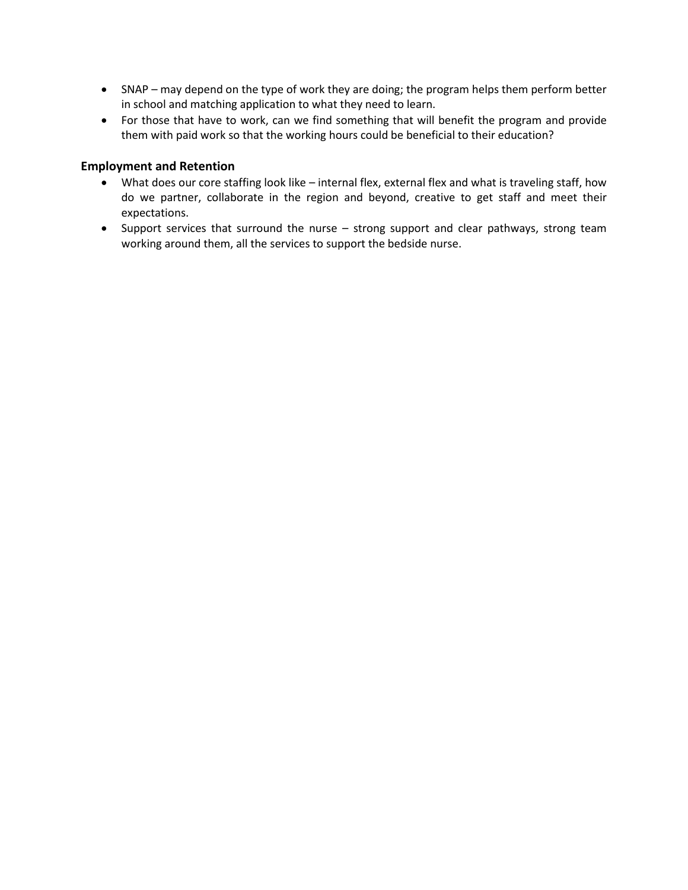- SNAP – may depend on the type of work they are doing; the program helps them perform better in school and matching application to what they need to learn.
- For those that have to work, can we find something that will benefit the program and provide them with paid work so that the working hours could be beneficial to their education?

### Employment and Retention

- What does our core staffing look like – internal flex, external flex and what is traveling staff, how do we partner, collaborate in the region and beyond, creative to get staff and meet their expectations.
- Support services that surround the nurse – strong support and clear pathways, strong team working around them, all the services to support the bedside nurse.